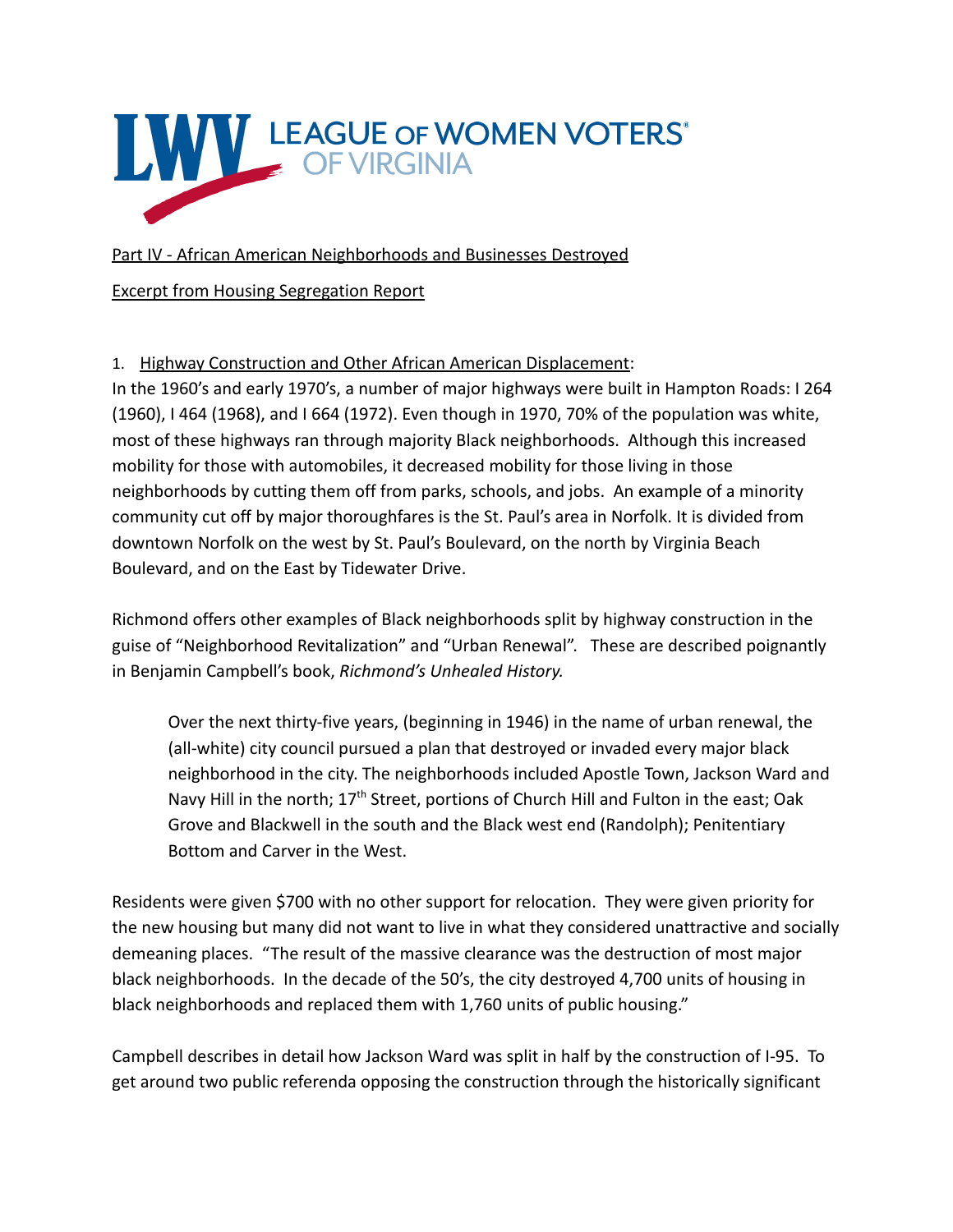LEAGUE OF WOMEN VOTERS® OF VIRGINIA

Part IV - African American Neighborhoods and Businesses Destroyed

Excerpt from Housing Segregation Report

1. Highway Construction and Other African American Displacement:

In the 1960's and early 1970's, a number of major highways were built in Hampton Roads: I 264 (1960), I 464 (1968), and I 664 (1972). Even though in 1970, 70% of the population was white, most of these highways ran through majority Black neighborhoods. Although this increased mobility for those with automobiles, it decreased mobility for those living in those neighborhoods by cutting them off from parks, schools, and jobs. An example of a minority community cut off by major thoroughfares is the St. Paul's area in Norfolk. It is divided from downtown Norfolk on the west by St. Paul's Boulevard, on the north by Virginia Beach Boulevard, and on the East by Tidewater Drive.

Richmond offers other examples of Black neighborhoods split by highway construction in the guise of "Neighborhood Revitalization" and "Urban Renewal". These are described poignantly in Benjamin Campbell's book, *Richmond's Unhealed History.*

> Over the next thirty-five years, (beginning in 1946) in the name of urban renewal, the (all-white) city council pursued a plan that destroyed or invaded every major black neighborhood in the city. The neighborhoods included Apostle Town, Jackson Ward and Navy Hill in the north; 17th Street, portions of Church Hill and Fulton in the east; Oak Grove and Blackwell in the south and the Black west end (Randolph); Penitentiary Bottom and Carver in the West.

Residents were given $700 with no other support for relocation. They were given priority for the new housing but many did not want to live in what they considered unattractive and socially demeaning places. "The result of the massive clearance was the destruction of most major black neighborhoods. In the decade of the 50's, the city destroyed 4,700 units of housing in black neighborhoods and replaced them with 1,760 units of public housing."

Campbell describes in detail how Jackson Ward was split in half by the construction of I-95. To get around two public referenda opposing the construction through the historically significant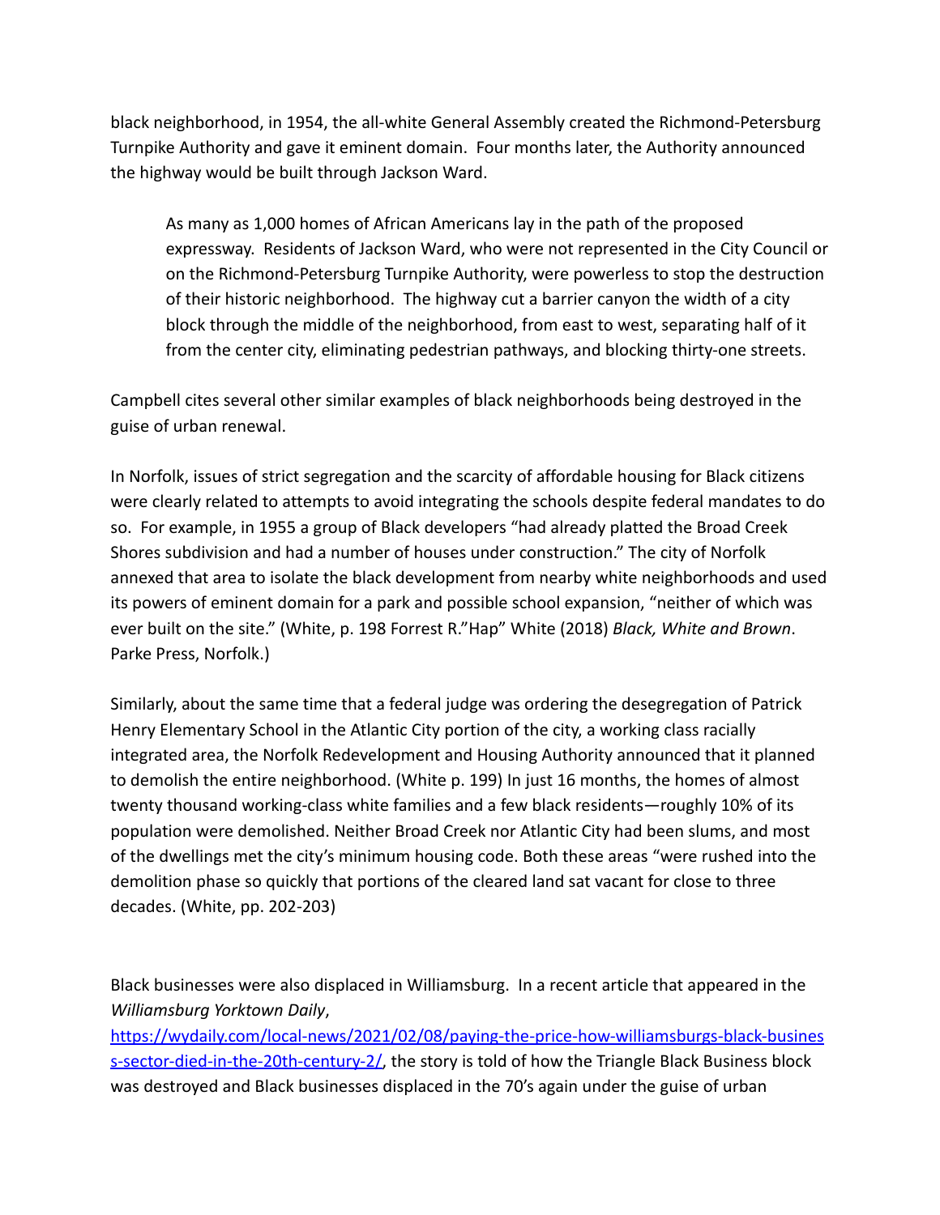black neighborhood, in 1954, the all-white General Assembly created the Richmond-Petersburg Turnpike Authority and gave it eminent domain. Four months later, the Authority announced the highway would be built through Jackson Ward.

> As many as 1,000 homes of African Americans lay in the path of the proposed expressway. Residents of Jackson Ward, who were not represented in the City Council or on the Richmond-Petersburg Turnpike Authority, were powerless to stop the destruction of their historic neighborhood. The highway cut a barrier canyon the width of a city block through the middle of the neighborhood, from east to west, separating half of it from the center city, eliminating pedestrian pathways, and blocking thirty-one streets.

Campbell cites several other similar examples of black neighborhoods being destroyed in the guise of urban renewal.

In Norfolk, issues of strict segregation and the scarcity of affordable housing for Black citizens were clearly related to attempts to avoid integrating the schools despite federal mandates to do so. For example, in 1955 a group of Black developers "had already platted the Broad Creek Shores subdivision and had a number of houses under construction." The city of Norfolk annexed that area to isolate the black development from nearby white neighborhoods and used its powers of eminent domain for a park and possible school expansion, "neither of which was ever built on the site." (White, p. 198 Forrest R."Hap" White (2018) *Black, White and Brown*. Parke Press, Norfolk.)

Similarly, about the same time that a federal judge was ordering the desegregation of Patrick Henry Elementary School in the Atlantic City portion of the city, a working class racially integrated area, the Norfolk Redevelopment and Housing Authority announced that it planned to demolish the entire neighborhood. (White p. 199) In just 16 months, the homes of almost twenty thousand working-class white families and a few black residents—roughly 10% of its population were demolished. Neither Broad Creek nor Atlantic City had been slums, and most of the dwellings met the city's minimum housing code. Both these areas "were rushed into the demolition phase so quickly that portions of the cleared land sat vacant for close to three decades. (White, pp. 202-203)

Black businesses were also displaced in Williamsburg. In a recent article that appeared in the *Williamsburg Yorktown Daily*, [https://wydaily.com/local-news/2021/02/08/paying-the-price-how-williamsburgs-black-business-sector-died-in-the-20th-century-2/](https://wydaily.com/local-news/2021/02/08/paying-the-price-how-williamsburgs-black-business-sector-died-in-the-20th-century-2/), the story is told of how the Triangle Black Business block was destroyed and Black businesses displaced in the 70's again under the guise of urban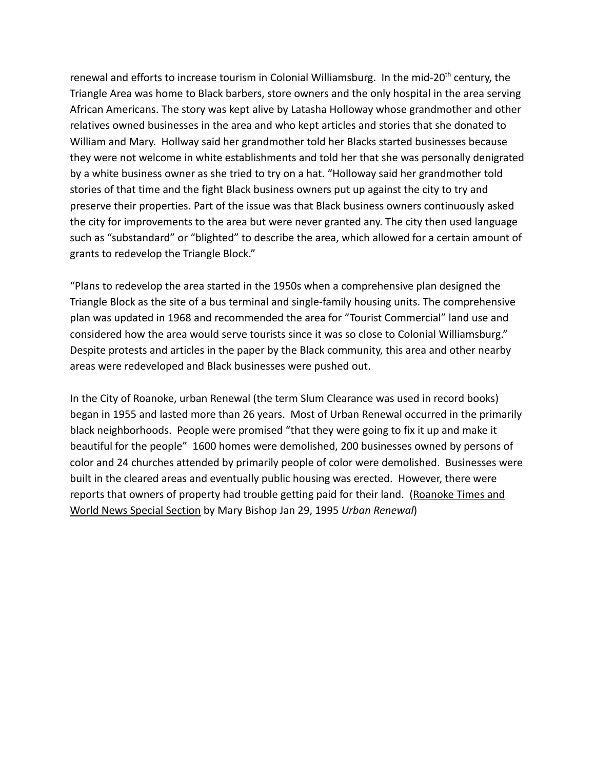renewal and efforts to increase tourism in Colonial Williamsburg. In the mid-20th century, the Triangle Area was home to Black barbers, store owners and the only hospital in the area serving African Americans. The story was kept alive by Latasha Holloway whose grandmother and other relatives owned businesses in the area and who kept articles and stories that she donated to William and Mary. Hollway said her grandmother told her Blacks started businesses because they were not welcome in white establishments and told her that she was personally denigrated by a white business owner as she tried to try on a hat. "Holloway said her grandmother told stories of that time and the fight Black business owners put up against the city to try and preserve their properties. Part of the issue was that Black business owners continuously asked the city for improvements to the area but were never granted any. The city then used language such as "substandard" or "blighted" to describe the area, which allowed for a certain amount of grants to redevelop the Triangle Block."

"Plans to redevelop the area started in the 1950s when a comprehensive plan designed the Triangle Block as the site of a bus terminal and single-family housing units. The comprehensive plan was updated in 1968 and recommended the area for "Tourist Commercial" land use and considered how the area would serve tourists since it was so close to Colonial Williamsburg." Despite protests and articles in the paper by the Black community, this area and other nearby areas were redeveloped and Black businesses were pushed out.

In the City of Roanoke, urban Renewal (the term Slum Clearance was used in record books) began in 1955 and lasted more than 26 years. Most of Urban Renewal occurred in the primarily black neighborhoods. People were promised "that they were going to fix it up and make it beautiful for the people" 1600 homes were demolished, 200 businesses owned by persons of color and 24 churches attended by primarily people of color were demolished. Businesses were built in the cleared areas and eventually public housing was erected. However, there were reports that owners of property had trouble getting paid for their land. (Roanoke Times and World News Special Section by Mary Bishop Jan 29, 1995 *Urban Renewal*)